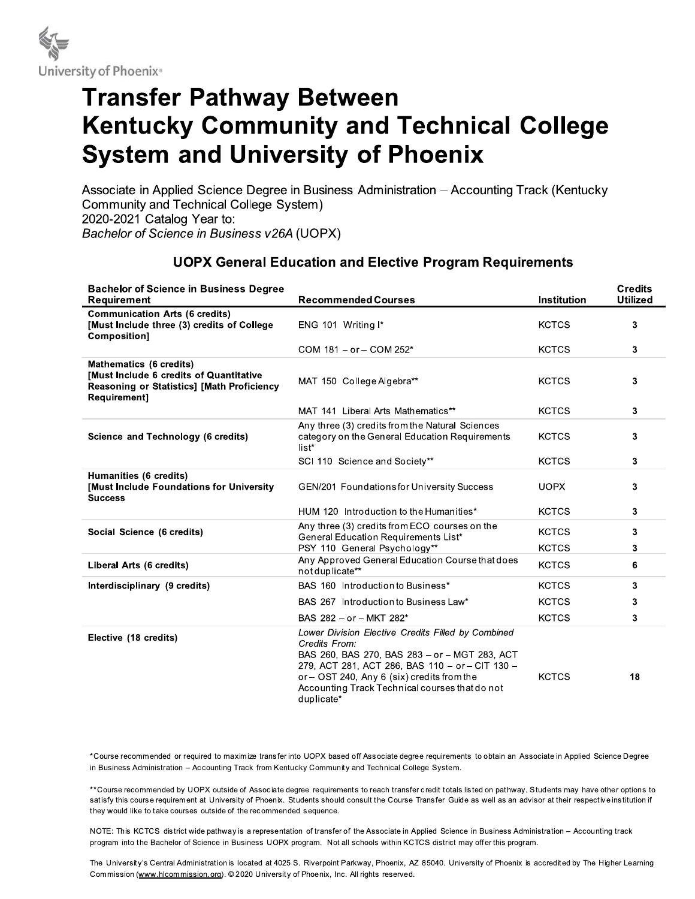University of Phoenix®

# Transfer Pathway Between Kentucky Community and Technical College System and University of Phoenix

Associate in Applied Science Degree in Business Administration – Accounting Track (Kentucky Community and Technical College System)
2020-2021 Catalog Year to:
*Bachelor of Science in Business v26A* (UOPX)

## UOPX General Education and Elective Program Requirements

| Bachelor of Science in Business Degree Requirement | Recommended Courses | Institution | Credits Utilized |
|---|---|---|---|
| **Communication Arts (6 credits) [Must Include three (3) credits of College Composition]** | ENG 101 Writing I* | KCTCS | 3 |
| | COM 181 – or – COM 252* | KCTCS | 3 |
| **Mathematics (6 credits) [Must Include 6 credits of Quantitative Reasoning or Statistics] [Math Proficiency Requirement]** | MAT 150 College Algebra** | KCTCS | 3 |
| | MAT 141 Liberal Arts Mathematics** | KCTCS | 3 |
| **Science and Technology (6 credits)** | Any three (3) credits from the Natural Sciences category on the General Education Requirements list* | KCTCS | 3 |
| | SCI 110 Science and Society** | KCTCS | 3 |
| **Humanities (6 credits) [Must Include Foundations for University Success** | GEN/201 Foundations for University Success | UOPX | 3 |
| | HUM 120 Introduction to the Humanities* | KCTCS | 3 |
| **Social Science (6 credits)** | Any three (3) credits from ECO courses on the General Education Requirements List* | KCTCS | 3 |
| | PSY 110 General Psychology** | KCTCS | 3 |
| **Liberal Arts (6 credits)** | Any Approved General Education Course that does not duplicate** | KCTCS | 6 |
| **Interdisciplinary (9 credits)** | BAS 160 Introduction to Business* | KCTCS | 3 |
| | BAS 267 Introduction to Business Law* | KCTCS | 3 |
| | BAS 282 – or – MKT 282* | KCTCS | 3 |
| **Elective (18 credits)** | *Lower Division Elective Credits Filled by Combined Credits From:* BAS 260, BAS 270, BAS 283 – or – MGT 283, ACT 279, ACT 281, ACT 286, BAS 110 – or – CIT 130 – or – OST 240, Any 6 (six) credits from the Accounting Track Technical courses that do not duplicate* | KCTCS | 18 |

*Course recommended or required to maximize transfer into UOPX based off Associate degree requirements to obtain an Associate in Applied Science Degree in Business Administration – Accounting Track from Kentucky Community and Technical College System.

**Course recommended by UOPX outside of Associate degree requirements to reach transfer credit totals listed on pathway. Students may have other options to satisfy this course requirement at University of Phoenix. Students should consult the Course Transfer Guide as well as an advisor at their respective institution if they would like to take courses outside of the recommended sequence.

NOTE: This KCTCS district wide pathway is a representation of transfer of the Associate in Applied Science in Business Administration – Accounting track program into the Bachelor of Science in Business UOPX program. Not all schools within KCTCS district may offer this program.

The University's Central Administration is located at 4025 S. Riverpoint Parkway, Phoenix, AZ 85040. University of Phoenix is accredited by The Higher Learning Commission (www.hlcommission.org). © 2020 University of Phoenix, Inc. All rights reserved.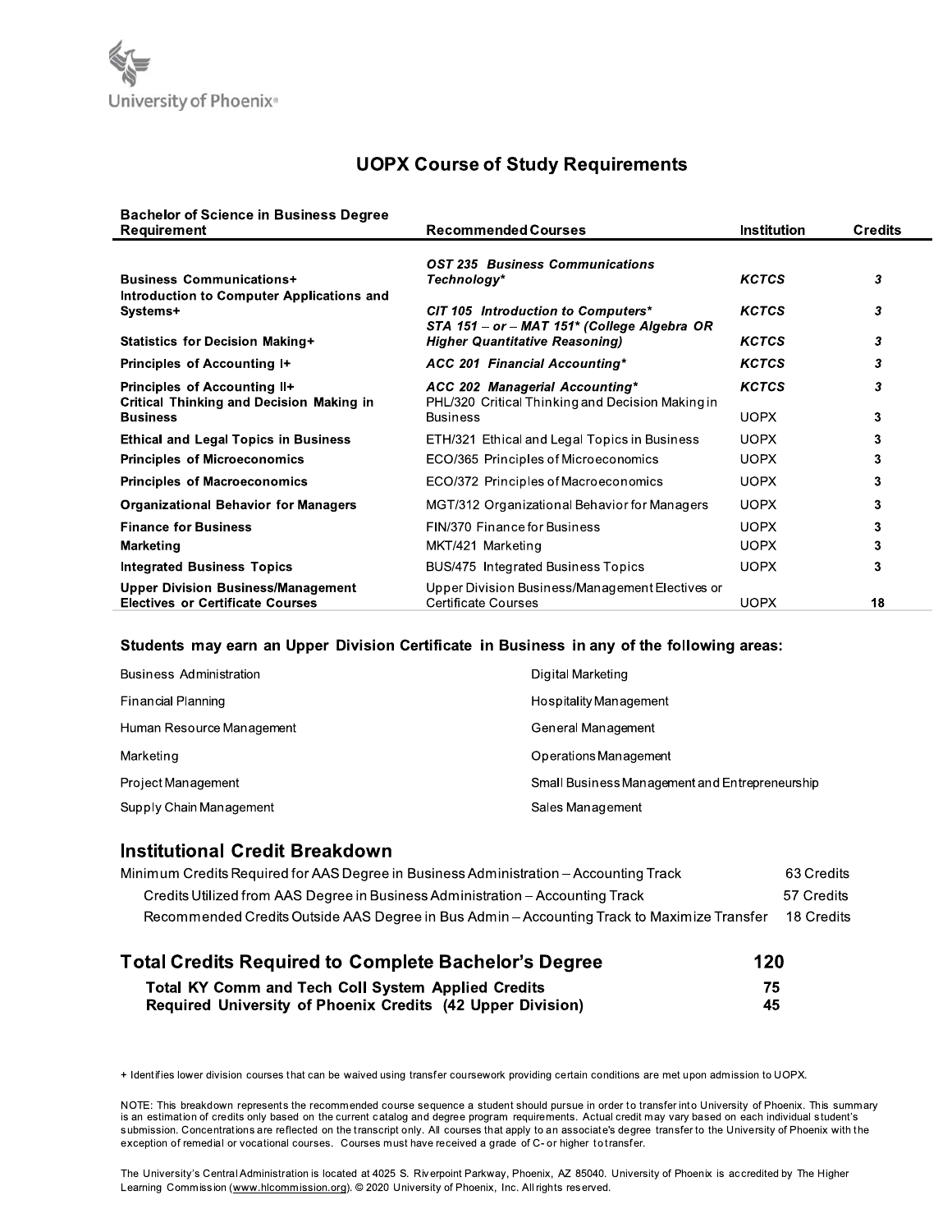University of Phoenix®

## UOPX Course of Study Requirements

| Bachelor of Science in Business Degree Requirement | Recommended Courses | Institution | Credits |
|---|---|---|---|
| **Business Communications+** | ***OST 235 Business Communications Technology**** | ***KCTCS*** | ***3*** |
| **Introduction to Computer Applications and Systems+** | ***CIT 105 Introduction to Computers**** | ***KCTCS*** | ***3*** |
| **Statistics for Decision Making+** | ***STA 151 – or – MAT 151* (College Algebra OR Higher Quantitative Reasoning)*** | ***KCTCS*** | ***3*** |
| **Principles of Accounting I+** | ***ACC 201 Financial Accounting**** | ***KCTCS*** | ***3*** |
| **Principles of Accounting II+** | ***ACC 202 Managerial Accounting**** | ***KCTCS*** | ***3*** |
| **Critical Thinking and Decision Making in Business** | PHL/320 Critical Thinking and Decision Making in Business | UOPX | 3 |
| **Ethical and Legal Topics in Business** | ETH/321 Ethical and Legal Topics in Business | UOPX | 3 |
| **Principles of Microeconomics** | ECO/365 Principles of Microeconomics | UOPX | 3 |
| **Principles of Macroeconomics** | ECO/372 Principles of Macroeconomics | UOPX | 3 |
| **Organizational Behavior for Managers** | MGT/312 Organizational Behavior for Managers | UOPX | 3 |
| **Finance for Business** | FIN/370 Finance for Business | UOPX | 3 |
| **Marketing** | MKT/421 Marketing | UOPX | 3 |
| **Integrated Business Topics** | BUS/475 Integrated Business Topics | UOPX | 3 |
| **Upper Division Business/Management Electives or Certificate Courses** | Upper Division Business/Management Electives or Certificate Courses | UOPX | 18 |

### Students may earn an Upper Division Certificate in Business in any of the following areas:

- Business Administration
- Financial Planning
- Human Resource Management
- Marketing
- Project Management
- Supply Chain Management
- Digital Marketing
- Hospitality Management
- General Management
- Operations Management
- Small Business Management and Entrepreneurship
- Sales Management

## Institutional Credit Breakdown

| | |
|---|---|
| Minimum Credits Required for AAS Degree in Business Administration – Accounting Track | 63 Credits |
| Credits Utilized from AAS Degree in Business Administration – Accounting Track | 57 Credits |
| Recommended Credits Outside AAS Degree in Bus Admin – Accounting Track to Maximize Transfer | 18 Credits |

## Total Credits Required to Complete Bachelor's Degree — 120

| | |
|---|---|
| **Total KY Comm and Tech Coll System Applied Credits** | **75** |
| **Required University of Phoenix Credits (42 Upper Division)** | **45** |

+ Identifies lower division courses that can be waived using transfer coursework providing certain conditions are met upon admission to UOPX.

NOTE: This breakdown represents the recommended course sequence a student should pursue in order to transfer into University of Phoenix. This summary is an estimation of credits only based on the current catalog and degree program requirements. Actual credit may vary based on each individual student's submission. Concentrations are reflected on the transcript only. All courses that apply to an associate's degree transfer to the University of Phoenix with the exception of remedial or vocational courses. Courses must have received a grade of C- or higher to transfer.

The University's Central Administration is located at 4025 S. Riverpoint Parkway, Phoenix, AZ 85040. University of Phoenix is accredited by The Higher Learning Commission (www.hlcommission.org). © 2020 University of Phoenix, Inc. All rights reserved.